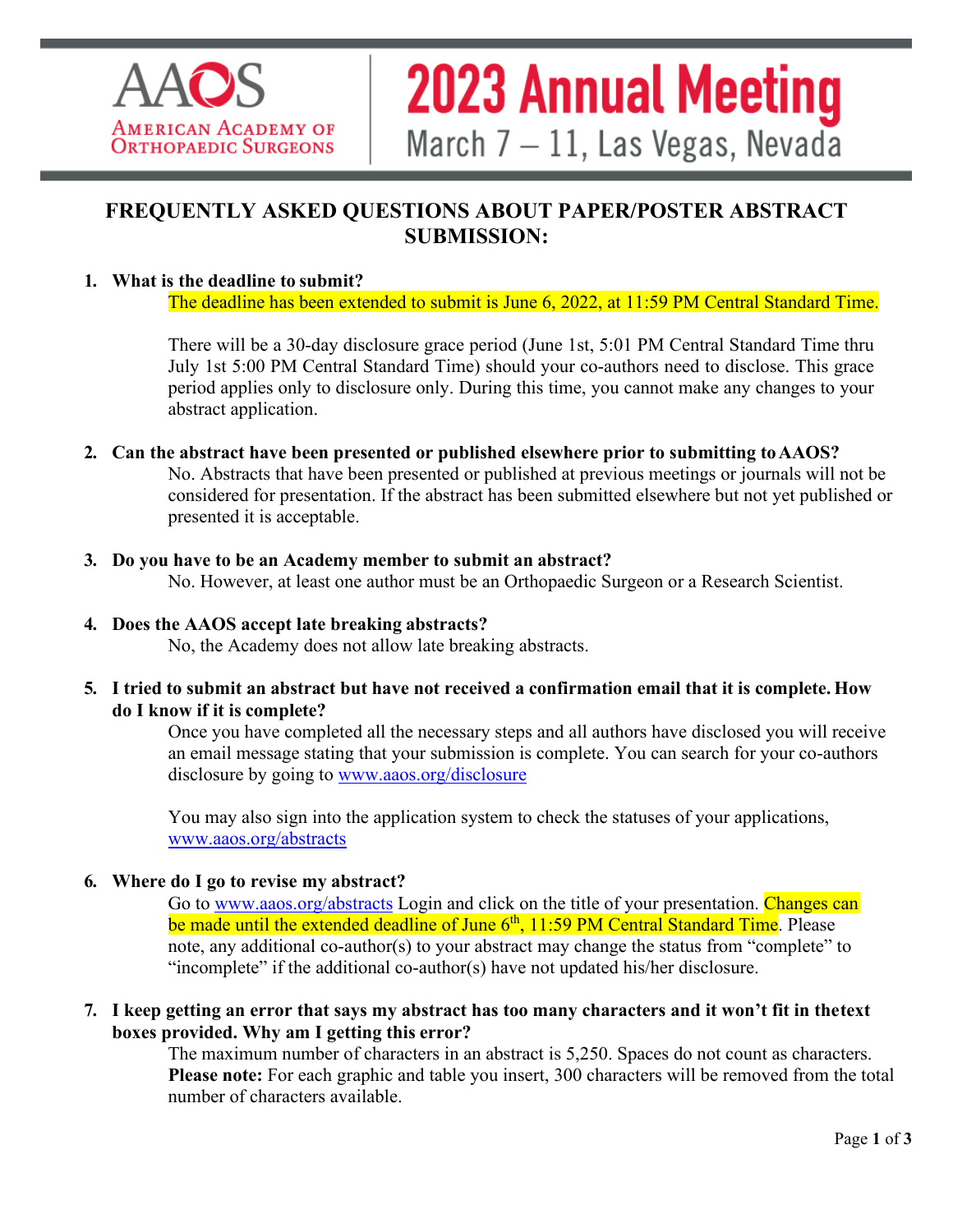AAOS
AMERICAN ACADEMY OF ORTHOPAEDIC SURGEONS

# 2023 Annual Meeting

March 7 – 11, Las Vegas, Nevada

## FREQUENTLY ASKED QUESTIONS ABOUT PAPER/POSTER ABSTRACT SUBMISSION:

1. **What is the deadline to submit?**

   The deadline has been extended to submit is June 6, 2022, at 11:59 PM Central Standard Time.

   There will be a 30-day disclosure grace period (June 1st, 5:01 PM Central Standard Time thru July 1st 5:00 PM Central Standard Time) should your co-authors need to disclose. This grace period applies only to disclosure only. During this time, you cannot make any changes to your abstract application.

2. **Can the abstract have been presented or published elsewhere prior to submitting to AAOS?**

   No. Abstracts that have been presented or published at previous meetings or journals will not be considered for presentation. If the abstract has been submitted elsewhere but not yet published or presented it is acceptable.

3. **Do you have to be an Academy member to submit an abstract?**

   No. However, at least one author must be an Orthopaedic Surgeon or a Research Scientist.

4. **Does the AAOS accept late breaking abstracts?**

   No, the Academy does not allow late breaking abstracts.

5. **I tried to submit an abstract but have not received a confirmation email that it is complete. How do I know if it is complete?**

   Once you have completed all the necessary steps and all authors have disclosed you will receive an email message stating that your submission is complete. You can search for your co-authors disclosure by going to www.aaos.org/disclosure

   You may also sign into the application system to check the statuses of your applications, www.aaos.org/abstracts

6. **Where do I go to revise my abstract?**

   Go to www.aaos.org/abstracts Login and click on the title of your presentation. Changes can be made until the extended deadline of June 6th, 11:59 PM Central Standard Time. Please note, any additional co-author(s) to your abstract may change the status from "complete" to "incomplete" if the additional co-author(s) have not updated his/her disclosure.

7. **I keep getting an error that says my abstract has too many characters and it won't fit in the text boxes provided. Why am I getting this error?**

   The maximum number of characters in an abstract is 5,250. Spaces do not count as characters. **Please note:** For each graphic and table you insert, 300 characters will be removed from the total number of characters available.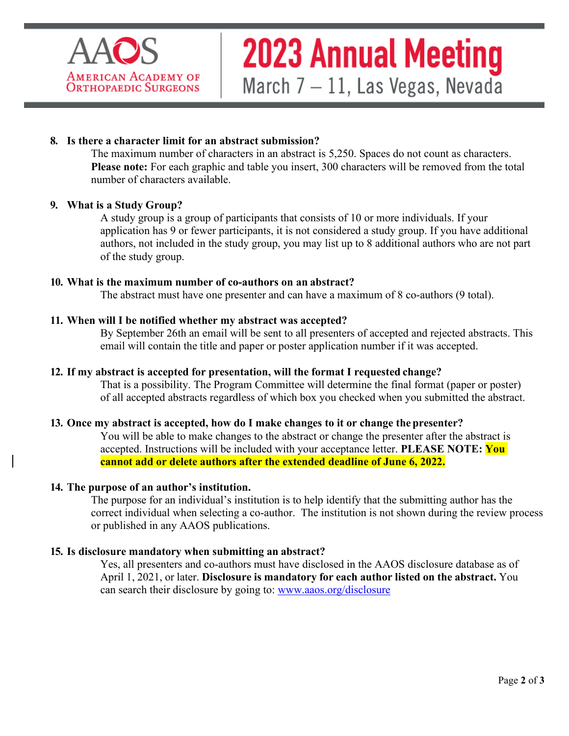**8. Is there a character limit for an abstract submission?**

The maximum number of characters in an abstract is 5,250. Spaces do not count as characters. **Please note:** For each graphic and table you insert, 300 characters will be removed from the total number of characters available.

**9. What is a Study Group?**

A study group is a group of participants that consists of 10 or more individuals. If your application has 9 or fewer participants, it is not considered a study group. If you have additional authors, not included in the study group, you may list up to 8 additional authors who are not part of the study group.

**10. What is the maximum number of co-authors on an abstract?**

The abstract must have one presenter and can have a maximum of 8 co-authors (9 total).

**11. When will I be notified whether my abstract was accepted?**

By September 26th an email will be sent to all presenters of accepted and rejected abstracts. This email will contain the title and paper or poster application number if it was accepted.

**12. If my abstract is accepted for presentation, will the format I requested change?**

That is a possibility. The Program Committee will determine the final format (paper or poster) of all accepted abstracts regardless of which box you checked when you submitted the abstract.

**13. Once my abstract is accepted, how do I make changes to it or change the presenter?**

You will be able to make changes to the abstract or change the presenter after the abstract is accepted. Instructions will be included with your acceptance letter. **PLEASE NOTE: You cannot add or delete authors after the extended deadline of June 6, 2022.**

**14. The purpose of an author's institution.**

The purpose for an individual's institution is to help identify that the submitting author has the correct individual when selecting a co-author. The institution is not shown during the review process or published in any AAOS publications.

**15. Is disclosure mandatory when submitting an abstract?**

Yes, all presenters and co-authors must have disclosed in the AAOS disclosure database as of April 1, 2021, or later. **Disclosure is mandatory for each author listed on the abstract.** You can search their disclosure by going to: [www.aaos.org/disclosure](www.aaos.org/disclosure)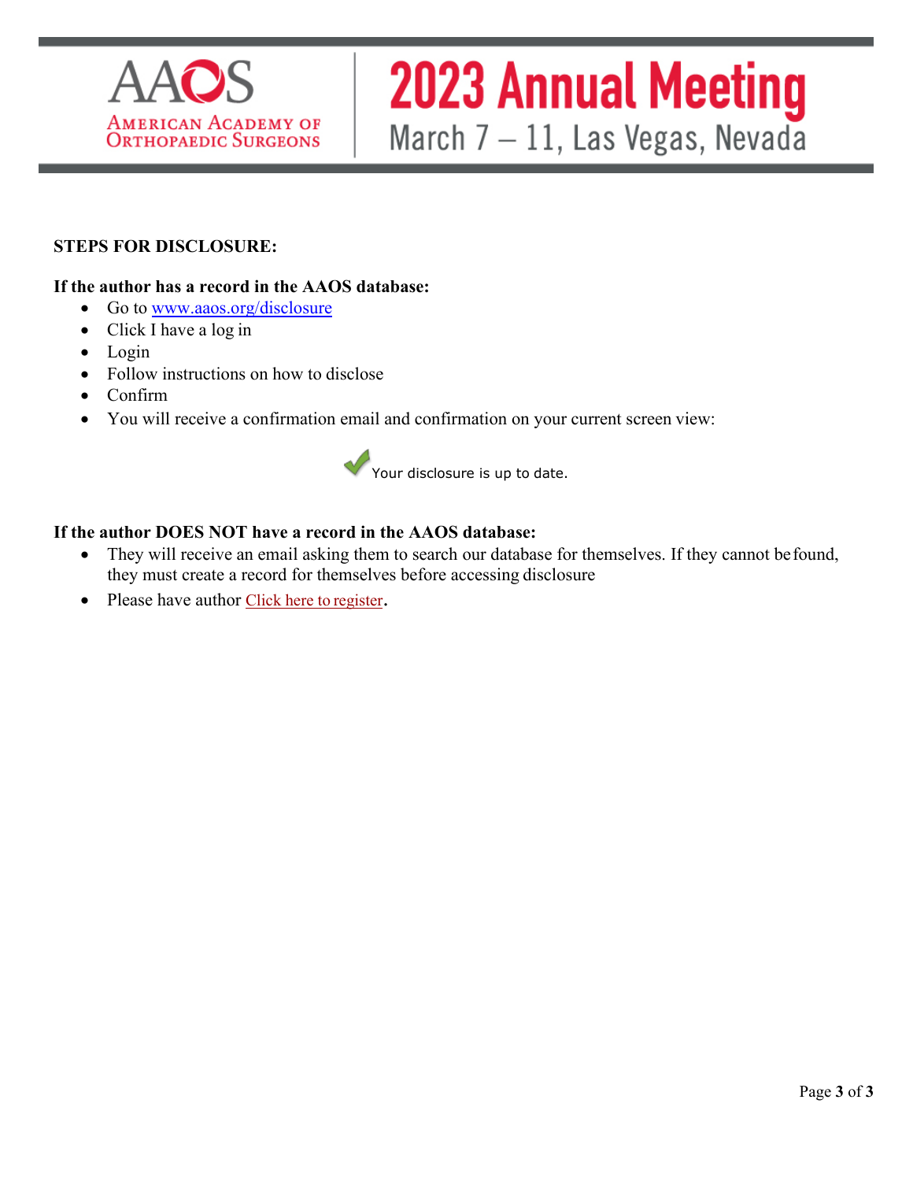**STEPS FOR DISCLOSURE:**

**If the author has a record in the AAOS database:**

- Go to [www.aaos.org/disclosure](http://www.aaos.org/disclosure)
- Click I have a log in
- Login
- Follow instructions on how to disclose
- Confirm
- You will receive a confirmation email and confirmation on your current screen view:

Your disclosure is up to date.

**If the author DOES NOT have a record in the AAOS database:**

- They will receive an email asking them to search our database for themselves. If they cannot be found, they must create a record for themselves before accessing disclosure
- Please have author Click here to register**.**